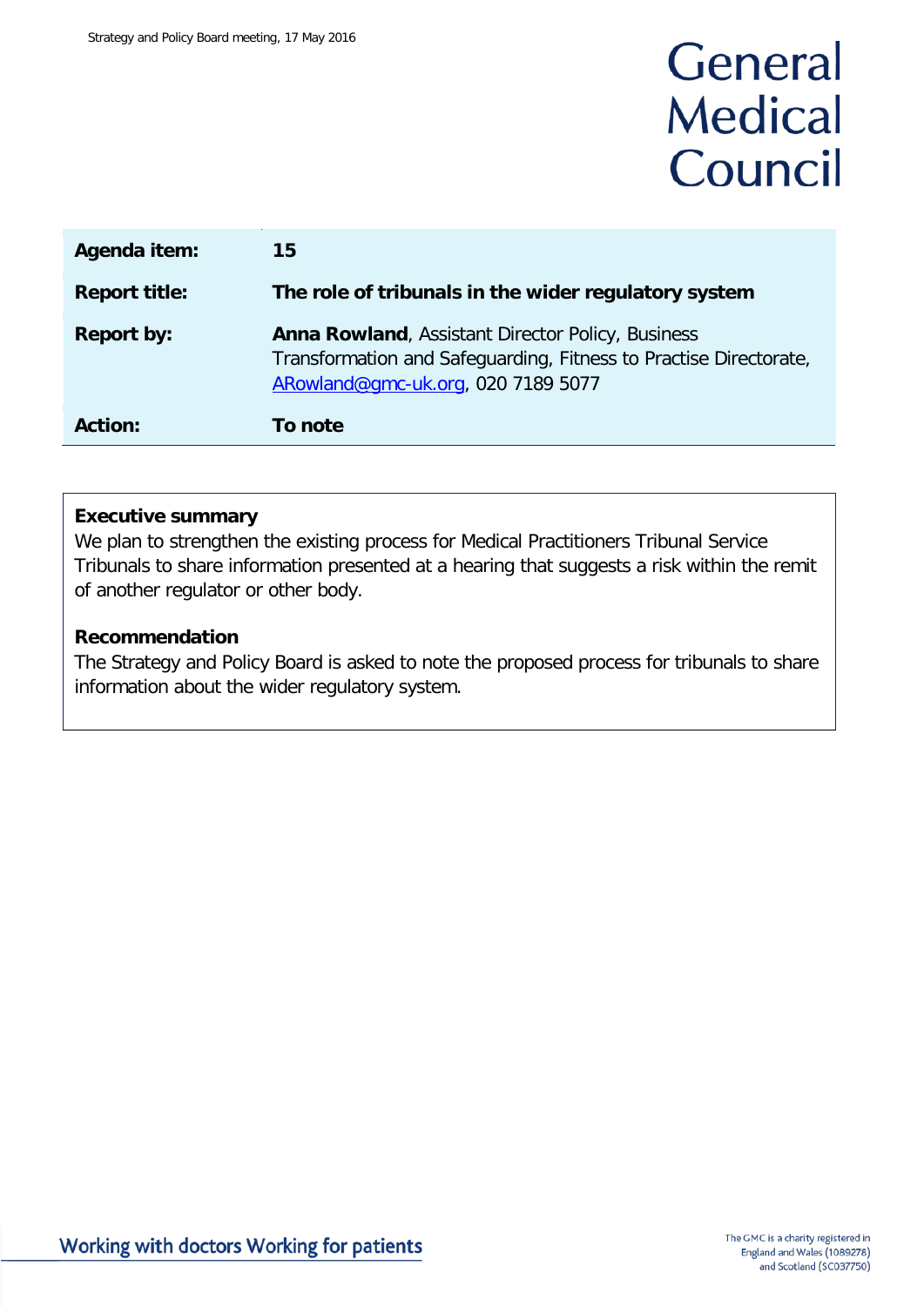General Medical Council

| Agenda item: | 15 |
| --- | --- |
| Report title: | **The role of tribunals in the wider regulatory system** |
| Report by: | **Anna Rowland**, Assistant Director Policy, Business Transformation and Safeguarding, Fitness to Practise Directorate, ARowland@gmc-uk.org, 020 7189 5077 |
| Action: | **To note** |

**Executive summary**

We plan to strengthen the existing process for Medical Practitioners Tribunal Service Tribunals to share information presented at a hearing that suggests a risk within the remit of another regulator or other body.

**Recommendation**

The Strategy and Policy Board is asked to note the proposed process for tribunals to share information about the wider regulatory system.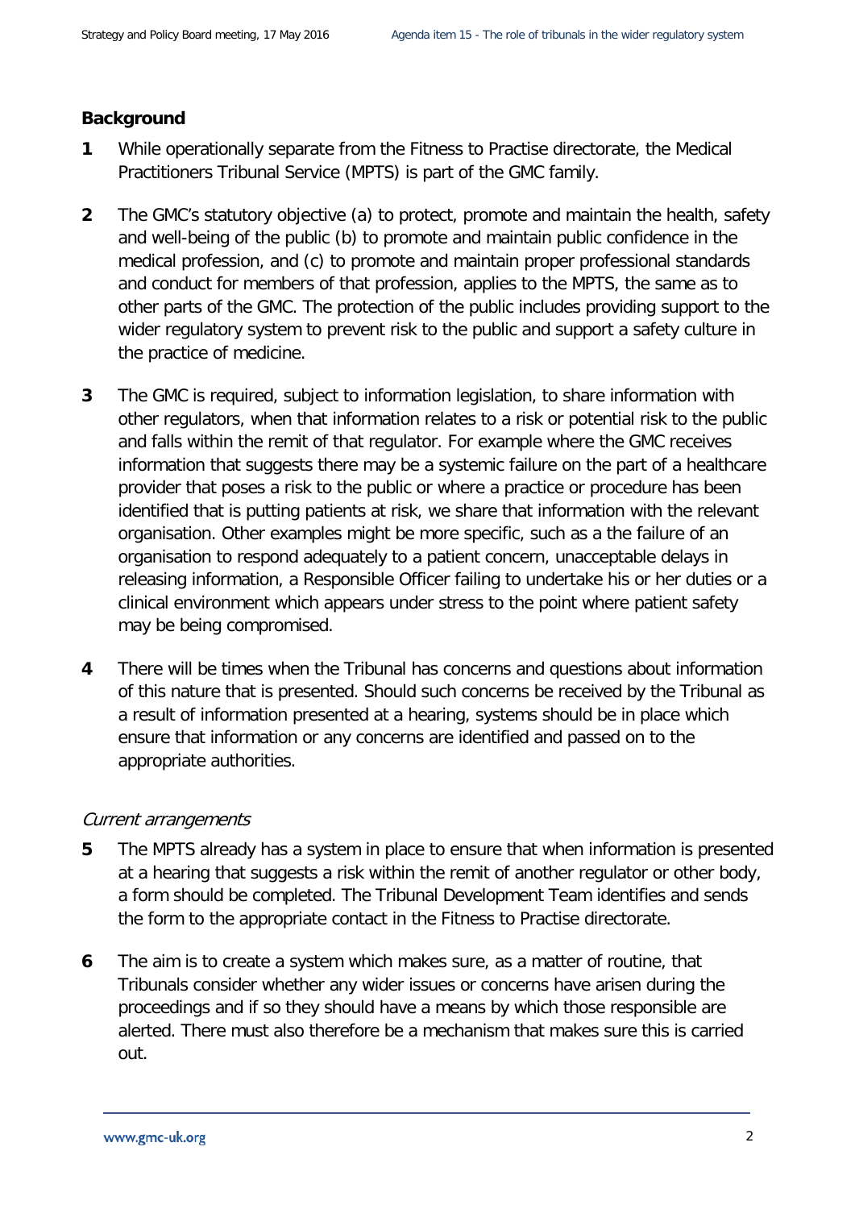## Background

**1** While operationally separate from the Fitness to Practise directorate, the Medical Practitioners Tribunal Service (MPTS) is part of the GMC family.

**2** The GMC's statutory objective (a) to protect, promote and maintain the health, safety and well-being of the public (b) to promote and maintain public confidence in the medical profession, and (c) to promote and maintain proper professional standards and conduct for members of that profession, applies to the MPTS, the same as to other parts of the GMC. The protection of the public includes providing support to the wider regulatory system to prevent risk to the public and support a safety culture in the practice of medicine.

**3** The GMC is required, subject to information legislation, to share information with other regulators, when that information relates to a risk or potential risk to the public and falls within the remit of that regulator. For example where the GMC receives information that suggests there may be a systemic failure on the part of a healthcare provider that poses a risk to the public or where a practice or procedure has been identified that is putting patients at risk, we share that information with the relevant organisation. Other examples might be more specific, such as a the failure of an organisation to respond adequately to a patient concern, unacceptable delays in releasing information, a Responsible Officer failing to undertake his or her duties or a clinical environment which appears under stress to the point where patient safety may be being compromised.

**4** There will be times when the Tribunal has concerns and questions about information of this nature that is presented. Should such concerns be received by the Tribunal as a result of information presented at a hearing, systems should be in place which ensure that information or any concerns are identified and passed on to the appropriate authorities.

### *Current arrangements*

**5** The MPTS already has a system in place to ensure that when information is presented at a hearing that suggests a risk within the remit of another regulator or other body, a form should be completed. The Tribunal Development Team identifies and sends the form to the appropriate contact in the Fitness to Practise directorate.

**6** The aim is to create a system which makes sure, as a matter of routine, that Tribunals consider whether any wider issues or concerns have arisen during the proceedings and if so they should have a means by which those responsible are alerted. There must also therefore be a mechanism that makes sure this is carried out.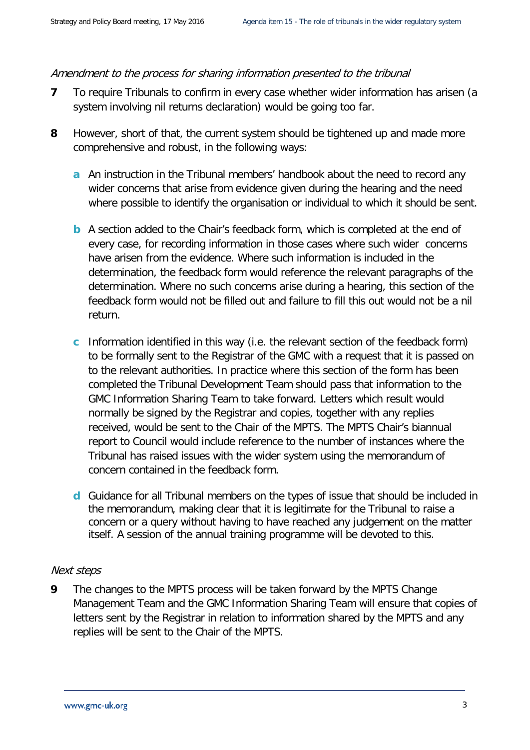*Amendment to the process for sharing information presented to the tribunal*

**7** To require Tribunals to confirm in every case whether wider information has arisen (a system involving nil returns declaration) would be going too far.

**8** However, short of that, the current system should be tightened up and made more comprehensive and robust, in the following ways:

   **a** An instruction in the Tribunal members' handbook about the need to record any wider concerns that arise from evidence given during the hearing and the need where possible to identify the organisation or individual to which it should be sent.

   **b** A section added to the Chair's feedback form, which is completed at the end of every case, for recording information in those cases where such wider concerns have arisen from the evidence. Where such information is included in the determination, the feedback form would reference the relevant paragraphs of the determination. Where no such concerns arise during a hearing, this section of the feedback form would not be filled out and failure to fill this out would not be a nil return.

   **c** Information identified in this way (i.e. the relevant section of the feedback form) to be formally sent to the Registrar of the GMC with a request that it is passed on to the relevant authorities. In practice where this section of the form has been completed the Tribunal Development Team should pass that information to the GMC Information Sharing Team to take forward. Letters which result would normally be signed by the Registrar and copies, together with any replies received, would be sent to the Chair of the MPTS. The MPTS Chair's biannual report to Council would include reference to the number of instances where the Tribunal has raised issues with the wider system using the memorandum of concern contained in the feedback form.

   **d** Guidance for all Tribunal members on the types of issue that should be included in the memorandum, making clear that it is legitimate for the Tribunal to raise a concern or a query without having to have reached any judgement on the matter itself. A session of the annual training programme will be devoted to this.

*Next steps*

**9** The changes to the MPTS process will be taken forward by the MPTS Change Management Team and the GMC Information Sharing Team will ensure that copies of letters sent by the Registrar in relation to information shared by the MPTS and any replies will be sent to the Chair of the MPTS.